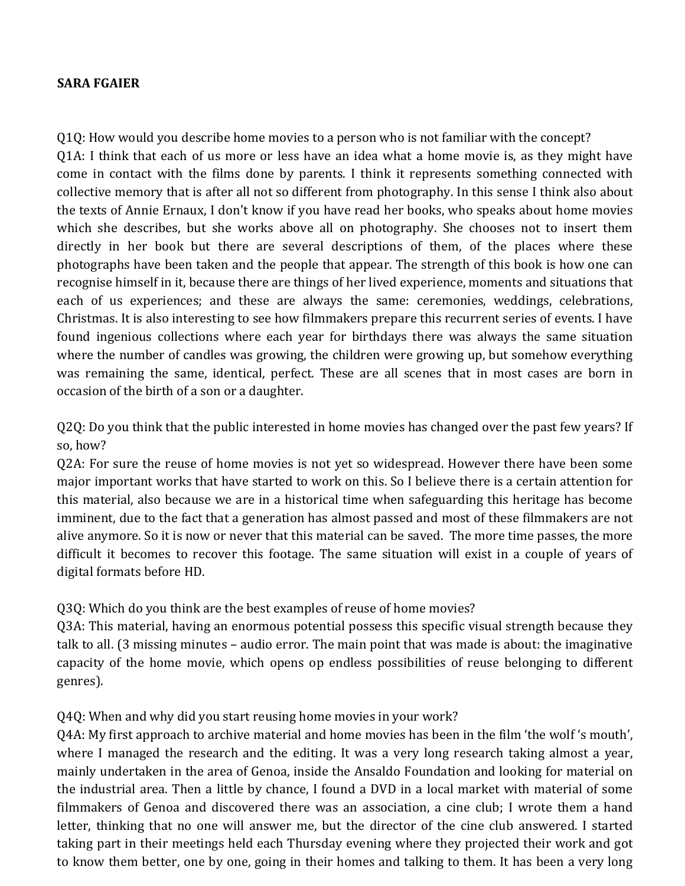**SARA FGAIER**

Q1Q: How would you describe home movies to a person who is not familiar with the concept?
Q1A: I think that each of us more or less have an idea what a home movie is, as they might have come in contact with the films done by parents. I think it represents something connected with collective memory that is after all not so different from photography. In this sense I think also about the texts of Annie Ernaux, I don't know if you have read her books, who speaks about home movies which she describes, but she works above all on photography. She chooses not to insert them directly in her book but there are several descriptions of them, of the places where these photographs have been taken and the people that appear. The strength of this book is how one can recognise himself in it, because there are things of her lived experience, moments and situations that each of us experiences; and these are always the same: ceremonies, weddings, celebrations, Christmas. It is also interesting to see how filmmakers prepare this recurrent series of events. I have found ingenious collections where each year for birthdays there was always the same situation where the number of candles was growing, the children were growing up, but somehow everything was remaining the same, identical, perfect. These are all scenes that in most cases are born in occasion of the birth of a son or a daughter.

Q2Q: Do you think that the public interested in home movies has changed over the past few years? If so, how?
Q2A: For sure the reuse of home movies is not yet so widespread. However there have been some major important works that have started to work on this. So I believe there is a certain attention for this material, also because we are in a historical time when safeguarding this heritage has become imminent, due to the fact that a generation has almost passed and most of these filmmakers are not alive anymore. So it is now or never that this material can be saved. The more time passes, the more difficult it becomes to recover this footage. The same situation will exist in a couple of years of digital formats before HD.

Q3Q: Which do you think are the best examples of reuse of home movies?
Q3A: This material, having an enormous potential possess this specific visual strength because they talk to all. (3 missing minutes – audio error. The main point that was made is about: the imaginative capacity of the home movie, which opens op endless possibilities of reuse belonging to different genres).

Q4Q: When and why did you start reusing home movies in your work?
Q4A: My first approach to archive material and home movies has been in the film 'the wolf 's mouth', where I managed the research and the editing. It was a very long research taking almost a year, mainly undertaken in the area of Genoa, inside the Ansaldo Foundation and looking for material on the industrial area. Then a little by chance, I found a DVD in a local market with material of some filmmakers of Genoa and discovered there was an association, a cine club; I wrote them a hand letter, thinking that no one will answer me, but the director of the cine club answered. I started taking part in their meetings held each Thursday evening where they projected their work and got to know them better, one by one, going in their homes and talking to them. It has been a very long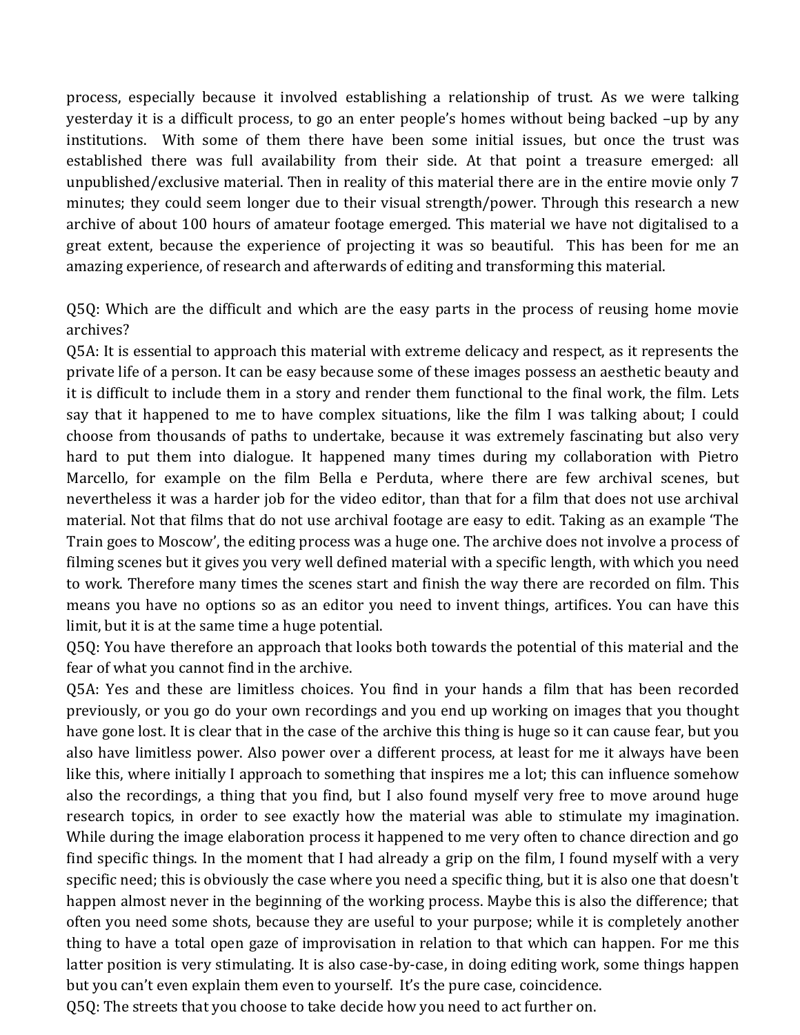process, especially because it involved establishing a relationship of trust. As we were talking yesterday it is a difficult process, to go an enter people's homes without being backed –up by any institutions. With some of them there have been some initial issues, but once the trust was established there was full availability from their side. At that point a treasure emerged: all unpublished/exclusive material. Then in reality of this material there are in the entire movie only 7 minutes; they could seem longer due to their visual strength/power. Through this research a new archive of about 100 hours of amateur footage emerged. This material we have not digitalised to a great extent, because the experience of projecting it was so beautiful. This has been for me an amazing experience, of research and afterwards of editing and transforming this material.

Q5Q: Which are the difficult and which are the easy parts in the process of reusing home movie archives?

Q5A: It is essential to approach this material with extreme delicacy and respect, as it represents the private life of a person. It can be easy because some of these images possess an aesthetic beauty and it is difficult to include them in a story and render them functional to the final work, the film. Lets say that it happened to me to have complex situations, like the film I was talking about; I could choose from thousands of paths to undertake, because it was extremely fascinating but also very hard to put them into dialogue. It happened many times during my collaboration with Pietro Marcello, for example on the film Bella e Perduta, where there are few archival scenes, but nevertheless it was a harder job for the video editor, than that for a film that does not use archival material. Not that films that do not use archival footage are easy to edit. Taking as an example 'The Train goes to Moscow', the editing process was a huge one. The archive does not involve a process of filming scenes but it gives you very well defined material with a specific length, with which you need to work. Therefore many times the scenes start and finish the way there are recorded on film. This means you have no options so as an editor you need to invent things, artifices. You can have this limit, but it is at the same time a huge potential.

Q5Q: You have therefore an approach that looks both towards the potential of this material and the fear of what you cannot find in the archive.

Q5A: Yes and these are limitless choices. You find in your hands a film that has been recorded previously, or you go do your own recordings and you end up working on images that you thought have gone lost. It is clear that in the case of the archive this thing is huge so it can cause fear, but you also have limitless power. Also power over a different process, at least for me it always have been like this, where initially I approach to something that inspires me a lot; this can influence somehow also the recordings, a thing that you find, but I also found myself very free to move around huge research topics, in order to see exactly how the material was able to stimulate my imagination. While during the image elaboration process it happened to me very often to chance direction and go find specific things. In the moment that I had already a grip on the film, I found myself with a very specific need; this is obviously the case where you need a specific thing, but it is also one that doesn't happen almost never in the beginning of the working process. Maybe this is also the difference; that often you need some shots, because they are useful to your purpose; while it is completely another thing to have a total open gaze of improvisation in relation to that which can happen. For me this latter position is very stimulating. It is also case-by-case, in doing editing work, some things happen but you can't even explain them even to yourself. It's the pure case, coincidence.

Q5Q: The streets that you choose to take decide how you need to act further on.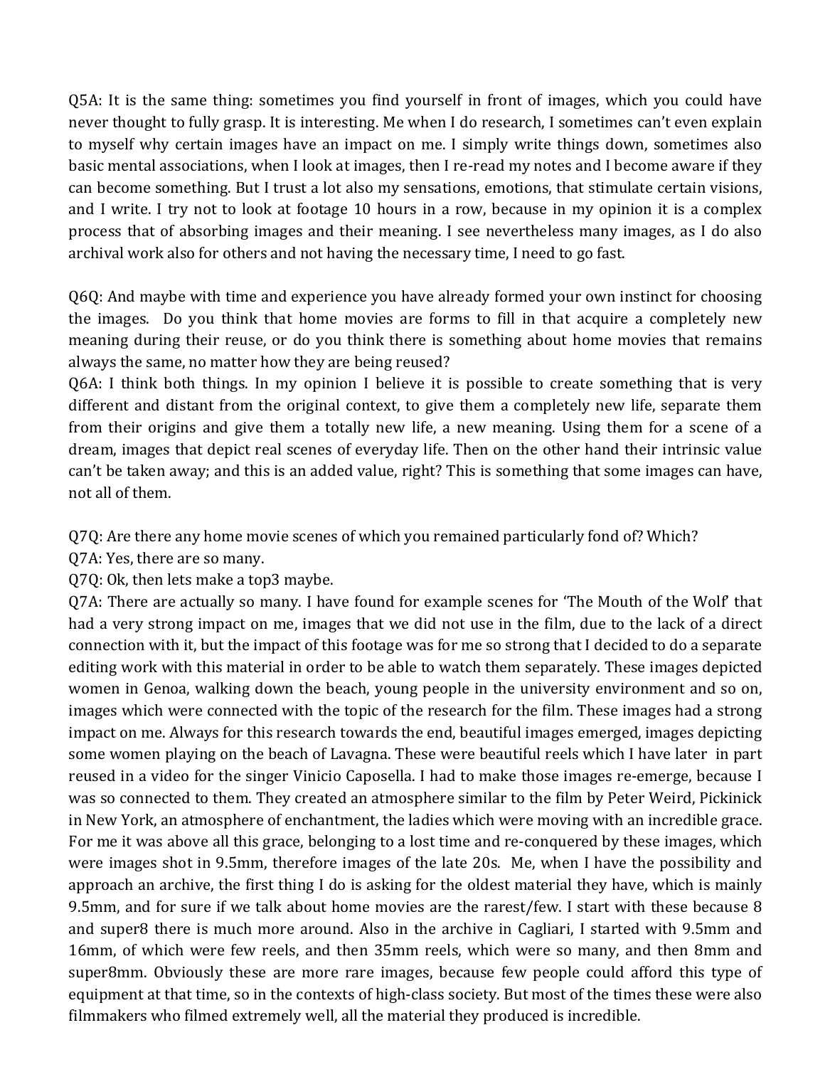Q5A: It is the same thing: sometimes you find yourself in front of images, which you could have never thought to fully grasp. It is interesting. Me when I do research, I sometimes can't even explain to myself why certain images have an impact on me. I simply write things down, sometimes also basic mental associations, when I look at images, then I re-read my notes and I become aware if they can become something. But I trust a lot also my sensations, emotions, that stimulate certain visions, and I write. I try not to look at footage 10 hours in a row, because in my opinion it is a complex process that of absorbing images and their meaning. I see nevertheless many images, as I do also archival work also for others and not having the necessary time, I need to go fast.

Q6Q: And maybe with time and experience you have already formed your own instinct for choosing the images. Do you think that home movies are forms to fill in that acquire a completely new meaning during their reuse, or do you think there is something about home movies that remains always the same, no matter how they are being reused?
Q6A: I think both things. In my opinion I believe it is possible to create something that is very different and distant from the original context, to give them a completely new life, separate them from their origins and give them a totally new life, a new meaning. Using them for a scene of a dream, images that depict real scenes of everyday life. Then on the other hand their intrinsic value can't be taken away; and this is an added value, right? This is something that some images can have, not all of them.

Q7Q: Are there any home movie scenes of which you remained particularly fond of? Which?
Q7A: Yes, there are so many.
Q7Q: Ok, then lets make a top3 maybe.
Q7A: There are actually so many. I have found for example scenes for 'The Mouth of the Wolf' that had a very strong impact on me, images that we did not use in the film, due to the lack of a direct connection with it, but the impact of this footage was for me so strong that I decided to do a separate editing work with this material in order to be able to watch them separately. These images depicted women in Genoa, walking down the beach, young people in the university environment and so on, images which were connected with the topic of the research for the film. These images had a strong impact on me. Always for this research towards the end, beautiful images emerged, images depicting some women playing on the beach of Lavagna. These were beautiful reels which I have later in part reused in a video for the singer Vinicio Caposella. I had to make those images re-emerge, because I was so connected to them. They created an atmosphere similar to the film by Peter Weird, Pickinick in New York, an atmosphere of enchantment, the ladies which were moving with an incredible grace. For me it was above all this grace, belonging to a lost time and re-conquered by these images, which were images shot in 9.5mm, therefore images of the late 20s. Me, when I have the possibility and approach an archive, the first thing I do is asking for the oldest material they have, which is mainly 9.5mm, and for sure if we talk about home movies are the rarest/few. I start with these because 8 and super8 there is much more around. Also in the archive in Cagliari, I started with 9.5mm and 16mm, of which were few reels, and then 35mm reels, which were so many, and then 8mm and super8mm. Obviously these are more rare images, because few people could afford this type of equipment at that time, so in the contexts of high-class society. But most of the times these were also filmmakers who filmed extremely well, all the material they produced is incredible.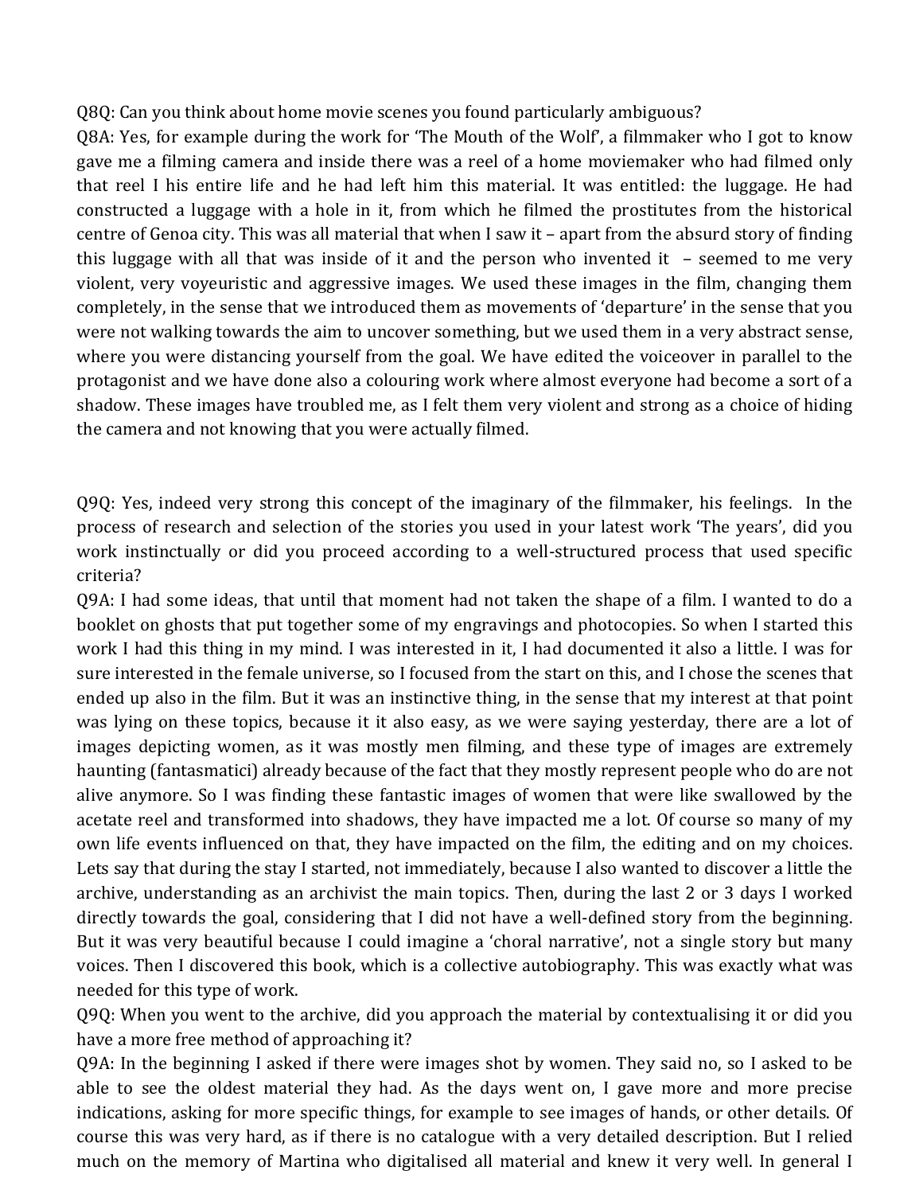Q8Q: Can you think about home movie scenes you found particularly ambiguous?

Q8A: Yes, for example during the work for 'The Mouth of the Wolf', a filmmaker who I got to know gave me a filming camera and inside there was a reel of a home moviemaker who had filmed only that reel I his entire life and he had left him this material. It was entitled: the luggage. He had constructed a luggage with a hole in it, from which he filmed the prostitutes from the historical centre of Genoa city. This was all material that when I saw it – apart from the absurd story of finding this luggage with all that was inside of it and the person who invented it – seemed to me very violent, very voyeuristic and aggressive images. We used these images in the film, changing them completely, in the sense that we introduced them as movements of 'departure' in the sense that you were not walking towards the aim to uncover something, but we used them in a very abstract sense, where you were distancing yourself from the goal. We have edited the voiceover in parallel to the protagonist and we have done also a colouring work where almost everyone had become a sort of a shadow. These images have troubled me, as I felt them very violent and strong as a choice of hiding the camera and not knowing that you were actually filmed.

Q9Q: Yes, indeed very strong this concept of the imaginary of the filmmaker, his feelings. In the process of research and selection of the stories you used in your latest work 'The years', did you work instinctually or did you proceed according to a well-structured process that used specific criteria?

Q9A: I had some ideas, that until that moment had not taken the shape of a film. I wanted to do a booklet on ghosts that put together some of my engravings and photocopies. So when I started this work I had this thing in my mind. I was interested in it, I had documented it also a little. I was for sure interested in the female universe, so I focused from the start on this, and I chose the scenes that ended up also in the film. But it was an instinctive thing, in the sense that my interest at that point was lying on these topics, because it it also easy, as we were saying yesterday, there are a lot of images depicting women, as it was mostly men filming, and these type of images are extremely haunting (fantasmatici) already because of the fact that they mostly represent people who do are not alive anymore. So I was finding these fantastic images of women that were like swallowed by the acetate reel and transformed into shadows, they have impacted me a lot. Of course so many of my own life events influenced on that, they have impacted on the film, the editing and on my choices. Lets say that during the stay I started, not immediately, because I also wanted to discover a little the archive, understanding as an archivist the main topics. Then, during the last 2 or 3 days I worked directly towards the goal, considering that I did not have a well-defined story from the beginning. But it was very beautiful because I could imagine a 'choral narrative', not a single story but many voices. Then I discovered this book, which is a collective autobiography. This was exactly what was needed for this type of work.

Q9Q: When you went to the archive, did you approach the material by contextualising it or did you have a more free method of approaching it?

Q9A: In the beginning I asked if there were images shot by women. They said no, so I asked to be able to see the oldest material they had. As the days went on, I gave more and more precise indications, asking for more specific things, for example to see images of hands, or other details. Of course this was very hard, as if there is no catalogue with a very detailed description. But I relied much on the memory of Martina who digitalised all material and knew it very well. In general I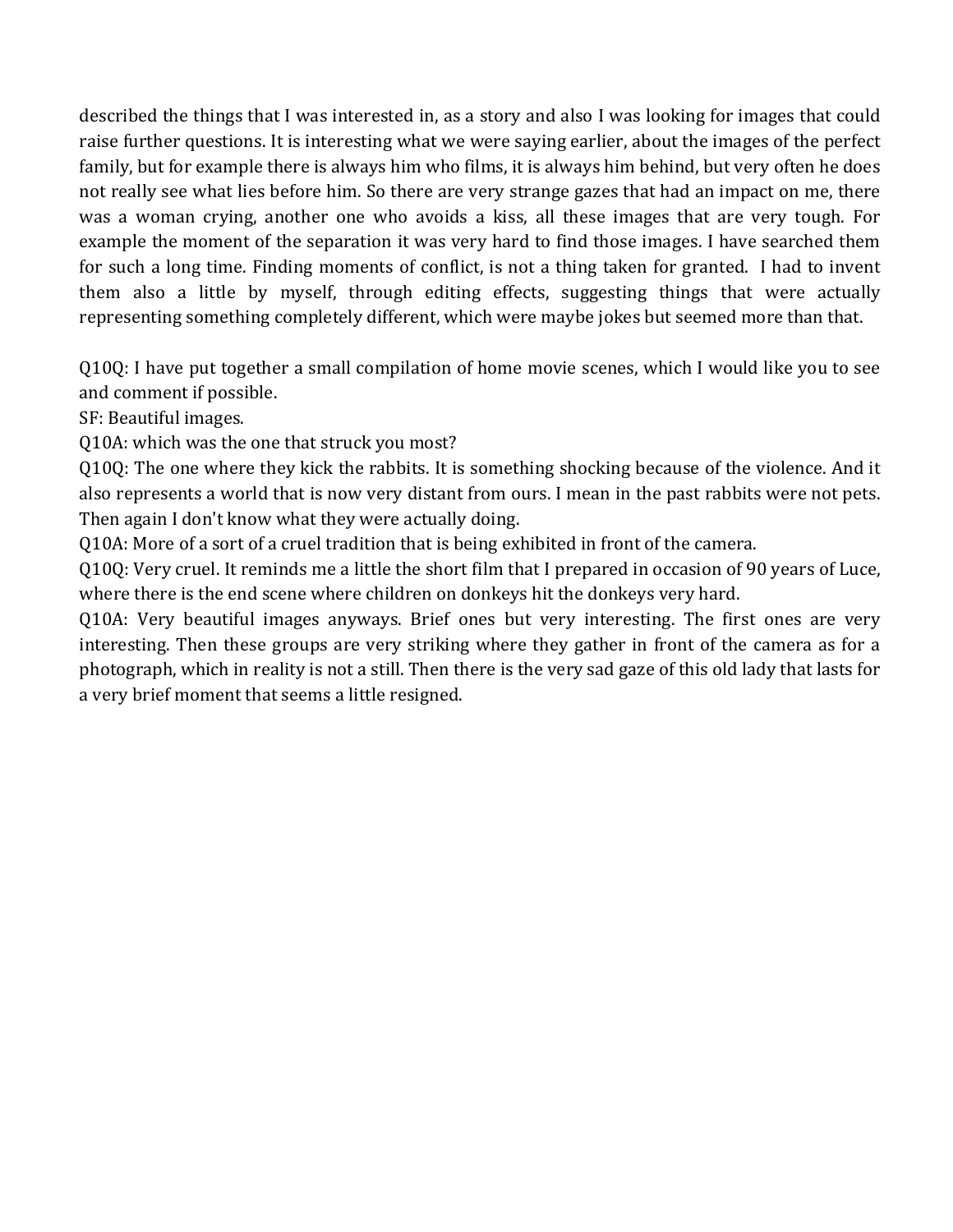described the things that I was interested in, as a story and also I was looking for images that could raise further questions. It is interesting what we were saying earlier, about the images of the perfect family, but for example there is always him who films, it is always him behind, but very often he does not really see what lies before him. So there are very strange gazes that had an impact on me, there was a woman crying, another one who avoids a kiss, all these images that are very tough. For example the moment of the separation it was very hard to find those images. I have searched them for such a long time. Finding moments of conflict, is not a thing taken for granted. I had to invent them also a little by myself, through editing effects, suggesting things that were actually representing something completely different, which were maybe jokes but seemed more than that.

Q10Q: I have put together a small compilation of home movie scenes, which I would like you to see and comment if possible.
SF: Beautiful images.
Q10A: which was the one that struck you most?
Q10Q: The one where they kick the rabbits. It is something shocking because of the violence. And it also represents a world that is now very distant from ours. I mean in the past rabbits were not pets. Then again I don't know what they were actually doing.
Q10A: More of a sort of a cruel tradition that is being exhibited in front of the camera.
Q10Q: Very cruel. It reminds me a little the short film that I prepared in occasion of 90 years of Luce, where there is the end scene where children on donkeys hit the donkeys very hard.
Q10A: Very beautiful images anyways. Brief ones but very interesting. The first ones are very interesting. Then these groups are very striking where they gather in front of the camera as for a photograph, which in reality is not a still. Then there is the very sad gaze of this old lady that lasts for a very brief moment that seems a little resigned.